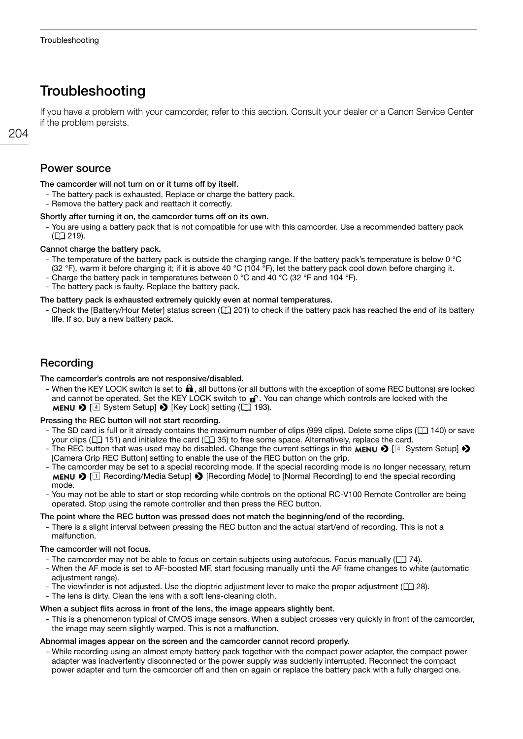# Troubleshooting

If you have a problem with your camcorder, refer to this section. Consult your dealer or a Canon Service Center if the problem persists.

## Power source

**The camcorder will not turn on or it turns off by itself.**

- The battery pack is exhausted. Replace or charge the battery pack.
- Remove the battery pack and reattach it correctly.

**Shortly after turning it on, the camcorder turns off on its own.**

- You are using a battery pack that is not compatible for use with this camcorder. Use a recommended battery pack (□ 219).

**Cannot charge the battery pack.**

- The temperature of the battery pack is outside the charging range. If the battery pack's temperature is below 0 °C (32 °F), warm it before charging it; if it is above 40 °C (104 °F), let the battery pack cool down before charging it.
- Charge the battery pack in temperatures between 0 °C and 40 °C (32 °F and 104 °F).
- The battery pack is faulty. Replace the battery pack.

**The battery pack is exhausted extremely quickly even at normal temperatures.**

- Check the [Battery/Hour Meter] status screen (□ 201) to check if the battery pack has reached the end of its battery life. If so, buy a new battery pack.

## Recording

**The camcorder's controls are not responsive/disabled.**

- When the KEY LOCK switch is set to 🔒, all buttons (or all buttons with the exception of some REC buttons) are locked and cannot be operated. Set the KEY LOCK switch to 🔓. You can change which controls are locked with the MENU ❯ [4 System Setup] ❯ [Key Lock] setting (□ 193).

**Pressing the REC button will not start recording.**

- The SD card is full or it already contains the maximum number of clips (999 clips). Delete some clips (□ 140) or save your clips (□ 151) and initialize the card (□ 35) to free some space. Alternatively, replace the card.
- The REC button that was used may be disabled. Change the current settings in the MENU ❯ [4 System Setup] ❯ [Camera Grip REC Button] setting to enable the use of the REC button on the grip.
- The camcorder may be set to a special recording mode. If the special recording mode is no longer necessary, return MENU ❯ [1 Recording/Media Setup] ❯ [Recording Mode] to [Normal Recording] to end the special recording mode.
- You may not be able to start or stop recording while controls on the optional RC-V100 Remote Controller are being operated. Stop using the remote controller and then press the REC button.

**The point where the REC button was pressed does not match the beginning/end of the recording.**

- There is a slight interval between pressing the REC button and the actual start/end of recording. This is not a malfunction.

**The camcorder will not focus.**

- The camcorder may not be able to focus on certain subjects using autofocus. Focus manually (□ 74).
- When the AF mode is set to AF-boosted MF, start focusing manually until the AF frame changes to white (automatic adjustment range).
- The viewfinder is not adjusted. Use the dioptric adjustment lever to make the proper adjustment (□ 28).
- The lens is dirty. Clean the lens with a soft lens-cleaning cloth.

**When a subject flits across in front of the lens, the image appears slightly bent.**

- This is a phenomenon typical of CMOS image sensors. When a subject crosses very quickly in front of the camcorder, the image may seem slightly warped. This is not a malfunction.

**Abnormal images appear on the screen and the camcorder cannot record properly.**

- While recording using an almost empty battery pack together with the compact power adapter, the compact power adapter was inadvertently disconnected or the power supply was suddenly interrupted. Reconnect the compact power adapter and turn the camcorder off and then on again or replace the battery pack with a fully charged one.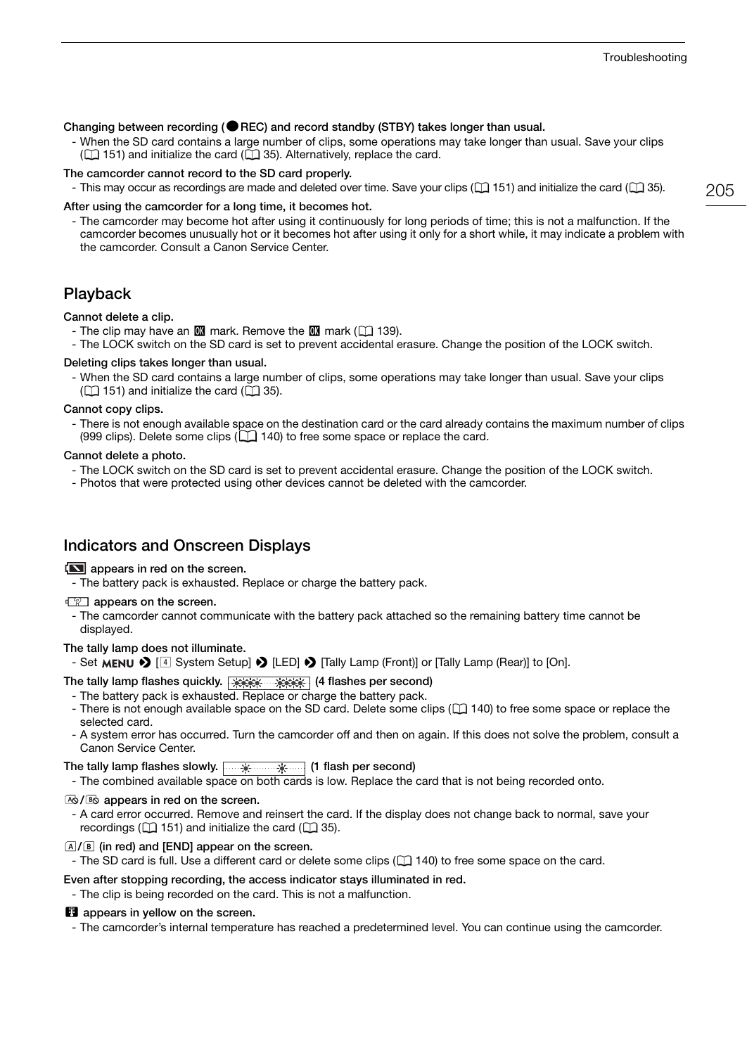**Changing between recording (● REC) and record standby (STBY) takes longer than usual.**

- When the SD card contains a large number of clips, some operations may take longer than usual. Save your clips (□ 151) and initialize the card (□ 35). Alternatively, replace the card.

**The camcorder cannot record to the SD card properly.**

- This may occur as recordings are made and deleted over time. Save your clips (□ 151) and initialize the card (□ 35).

**After using the camcorder for a long time, it becomes hot.**

- The camcorder may become hot after using it continuously for long periods of time; this is not a malfunction. If the camcorder becomes unusually hot or it becomes hot after using it only for a short while, it may indicate a problem with the camcorder. Consult a Canon Service Center.

## Playback

**Cannot delete a clip.**

- The clip may have an OK mark. Remove the OK mark (□ 139).
- The LOCK switch on the SD card is set to prevent accidental erasure. Change the position of the LOCK switch.

**Deleting clips takes longer than usual.**

- When the SD card contains a large number of clips, some operations may take longer than usual. Save your clips (□ 151) and initialize the card (□ 35).

**Cannot copy clips.**

- There is not enough available space on the destination card or the card already contains the maximum number of clips (999 clips). Delete some clips (□ 140) to free some space or replace the card.

**Cannot delete a photo.**

- The LOCK switch on the SD card is set to prevent accidental erasure. Change the position of the LOCK switch.
- Photos that were protected using other devices cannot be deleted with the camcorder.

## Indicators and Onscreen Displays

**▭ appears in red on the screen.**

- The battery pack is exhausted. Replace or charge the battery pack.

**▭? appears on the screen.**

- The camcorder cannot communicate with the battery pack attached so the remaining battery time cannot be displayed.

**The tally lamp does not illuminate.**

- Set MENU ❯ [4 System Setup] ❯ [LED] ❯ [Tally Lamp (Front)] or [Tally Lamp (Rear)] to [On].

**The tally lamp flashes quickly. (4 flashes per second)**

- The battery pack is exhausted. Replace or charge the battery pack.
- There is not enough available space on the SD card. Delete some clips (□ 140) to free some space or replace the selected card.
- A system error has occurred. Turn the camcorder off and then on again. If this does not solve the problem, consult a Canon Service Center.

**The tally lamp flashes slowly. (1 flash per second)**

- The combined available space on both cards is low. Replace the card that is not being recorded onto.

**A/B appears in red on the screen.**

- A card error occurred. Remove and reinsert the card. If the display does not change back to normal, save your recordings (□ 151) and initialize the card (□ 35).

**A/B (in red) and [END] appear on the screen.**

- The SD card is full. Use a different card or delete some clips (□ 140) to free some space on the card.

**Even after stopping recording, the access indicator stays illuminated in red.**

- The clip is being recorded on the card. This is not a malfunction.

**🌡 appears in yellow on the screen.**

- The camcorder's internal temperature has reached a predetermined level. You can continue using the camcorder.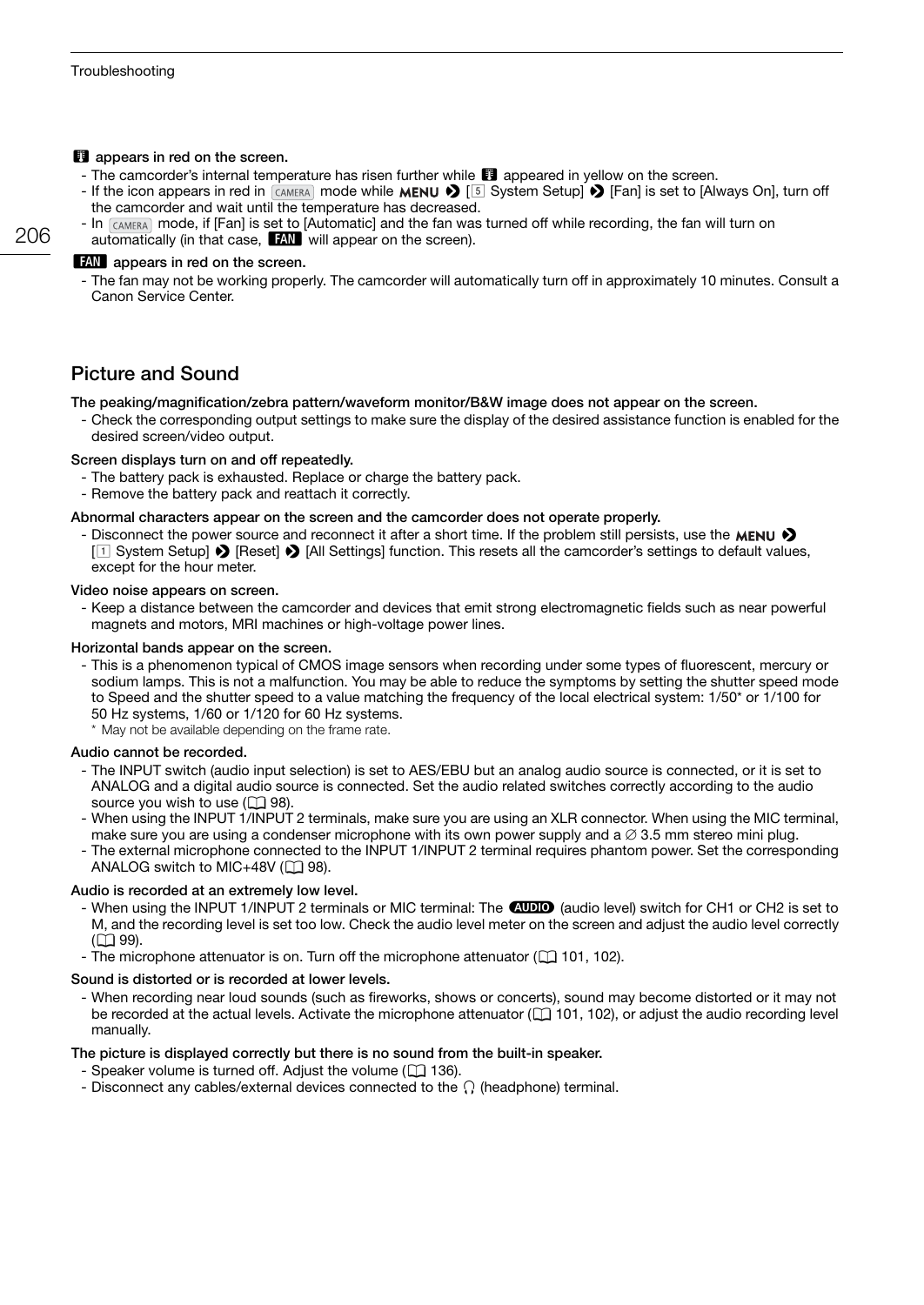**🌡 appears in red on the screen.**

- The camcorder's internal temperature has risen further while 🌡 appeared in yellow on the screen.
- If the icon appears in red in CAMERA mode while MENU > [5 System Setup] > [Fan] is set to [Always On], turn off the camcorder and wait until the temperature has decreased.
- In CAMERA mode, if [Fan] is set to [Automatic] and the fan was turned off while recording, the fan will turn on automatically (in that case, FAN will appear on the screen).

**FAN appears in red on the screen.**

- The fan may not be working properly. The camcorder will automatically turn off in approximately 10 minutes. Consult a Canon Service Center.

## Picture and Sound

**The peaking/magnification/zebra pattern/waveform monitor/B&W image does not appear on the screen.**

- Check the corresponding output settings to make sure the display of the desired assistance function is enabled for the desired screen/video output.

**Screen displays turn on and off repeatedly.**

- The battery pack is exhausted. Replace or charge the battery pack.
- Remove the battery pack and reattach it correctly.

**Abnormal characters appear on the screen and the camcorder does not operate properly.**

- Disconnect the power source and reconnect it after a short time. If the problem still persists, use the MENU > [1 System Setup] > [Reset] > [All Settings] function. This resets all the camcorder's settings to default values, except for the hour meter.

**Video noise appears on screen.**

- Keep a distance between the camcorder and devices that emit strong electromagnetic fields such as near powerful magnets and motors, MRI machines or high-voltage power lines.

**Horizontal bands appear on the screen.**

- This is a phenomenon typical of CMOS image sensors when recording under some types of fluorescent, mercury or sodium lamps. This is not a malfunction. You may be able to reduce the symptoms by setting the shutter speed mode to Speed and the shutter speed to a value matching the frequency of the local electrical system: 1/50* or 1/100 for 50 Hz systems, 1/60 or 1/120 for 60 Hz systems.

  * May not be available depending on the frame rate.

**Audio cannot be recorded.**

- The INPUT switch (audio input selection) is set to AES/EBU but an analog audio source is connected, or it is set to ANALOG and a digital audio source is connected. Set the audio related switches correctly according to the audio source you wish to use (📖 98).
- When using the INPUT 1/INPUT 2 terminals, make sure you are using an XLR connector. When using the MIC terminal, make sure you are using a condenser microphone with its own power supply and a ∅ 3.5 mm stereo mini plug.
- The external microphone connected to the INPUT 1/INPUT 2 terminal requires phantom power. Set the corresponding ANALOG switch to MIC+48V (📖 98).

**Audio is recorded at an extremely low level.**

- When using the INPUT 1/INPUT 2 terminals or MIC terminal: The AUDIO (audio level) switch for CH1 or CH2 is set to M, and the recording level is set too low. Check the audio level meter on the screen and adjust the audio level correctly (📖 99).
- The microphone attenuator is on. Turn off the microphone attenuator (📖 101, 102).

**Sound is distorted or is recorded at lower levels.**

- When recording near loud sounds (such as fireworks, shows or concerts), sound may become distorted or it may not be recorded at the actual levels. Activate the microphone attenuator (📖 101, 102), or adjust the audio recording level manually.

**The picture is displayed correctly but there is no sound from the built-in speaker.**

- Speaker volume is turned off. Adjust the volume (📖 136).
- Disconnect any cables/external devices connected to the 🎧 (headphone) terminal.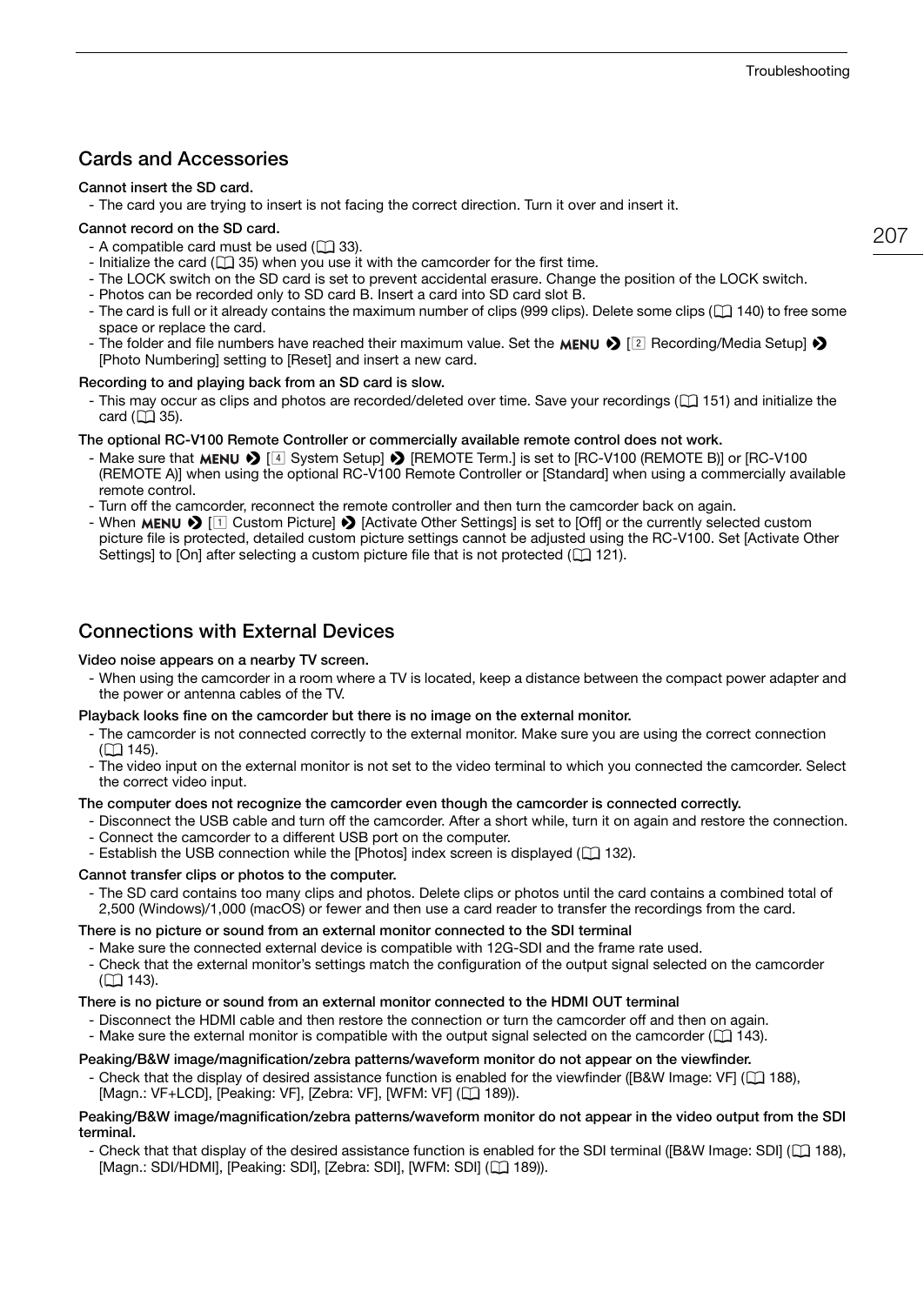## Cards and Accessories

**Cannot insert the SD card.**

- The card you are trying to insert is not facing the correct direction. Turn it over and insert it.

**Cannot record on the SD card.**

- A compatible card must be used (📖 33).
- Initialize the card (📖 35) when you use it with the camcorder for the first time.
- The LOCK switch on the SD card is set to prevent accidental erasure. Change the position of the LOCK switch.
- Photos can be recorded only to SD card B. Insert a card into SD card slot B.
- The card is full or it already contains the maximum number of clips (999 clips). Delete some clips (📖 140) to free some space or replace the card.
- The folder and file numbers have reached their maximum value. Set the MENU > [2 Recording/Media Setup] > [Photo Numbering] setting to [Reset] and insert a new card.

**Recording to and playing back from an SD card is slow.**

- This may occur as clips and photos are recorded/deleted over time. Save your recordings (📖 151) and initialize the card (📖 35).

**The optional RC-V100 Remote Controller or commercially available remote control does not work.**

- Make sure that MENU > [4 System Setup] > [REMOTE Term.] is set to [RC-V100 (REMOTE B)] or [RC-V100 (REMOTE A)] when using the optional RC-V100 Remote Controller or [Standard] when using a commercially available remote control.
- Turn off the camcorder, reconnect the remote controller and then turn the camcorder back on again.
- When MENU > [1 Custom Picture] > [Activate Other Settings] is set to [Off] or the currently selected custom picture file is protected, detailed custom picture settings cannot be adjusted using the RC-V100. Set [Activate Other Settings] to [On] after selecting a custom picture file that is not protected (📖 121).

## Connections with External Devices

**Video noise appears on a nearby TV screen.**

- When using the camcorder in a room where a TV is located, keep a distance between the compact power adapter and the power or antenna cables of the TV.

**Playback looks fine on the camcorder but there is no image on the external monitor.**

- The camcorder is not connected correctly to the external monitor. Make sure you are using the correct connection (📖 145).
- The video input on the external monitor is not set to the video terminal to which you connected the camcorder. Select the correct video input.

**The computer does not recognize the camcorder even though the camcorder is connected correctly.**

- Disconnect the USB cable and turn off the camcorder. After a short while, turn it on again and restore the connection.
- Connect the camcorder to a different USB port on the computer.
- Establish the USB connection while the [Photos] index screen is displayed (📖 132).

**Cannot transfer clips or photos to the computer.**

- The SD card contains too many clips and photos. Delete clips or photos until the card contains a combined total of 2,500 (Windows)/1,000 (macOS) or fewer and then use a card reader to transfer the recordings from the card.

**There is no picture or sound from an external monitor connected to the SDI terminal**

- Make sure the connected external device is compatible with 12G-SDI and the frame rate used.
- Check that the external monitor's settings match the configuration of the output signal selected on the camcorder (📖 143).

**There is no picture or sound from an external monitor connected to the HDMI OUT terminal**

- Disconnect the HDMI cable and then restore the connection or turn the camcorder off and then on again.
- Make sure the external monitor is compatible with the output signal selected on the camcorder (📖 143).

**Peaking/B&W image/magnification/zebra patterns/waveform monitor do not appear on the viewfinder.**

- Check that the display of desired assistance function is enabled for the viewfinder ([B&W Image: VF] (📖 188), [Magn.: VF+LCD], [Peaking: VF], [Zebra: VF], [WFM: VF] (📖 189)).

**Peaking/B&W image/magnification/zebra patterns/waveform monitor do not appear in the video output from the SDI terminal.**

- Check that that display of the desired assistance function is enabled for the SDI terminal ([B&W Image: SDI] (📖 188), [Magn.: SDI/HDMI], [Peaking: SDI], [Zebra: SDI], [WFM: SDI] (📖 189)).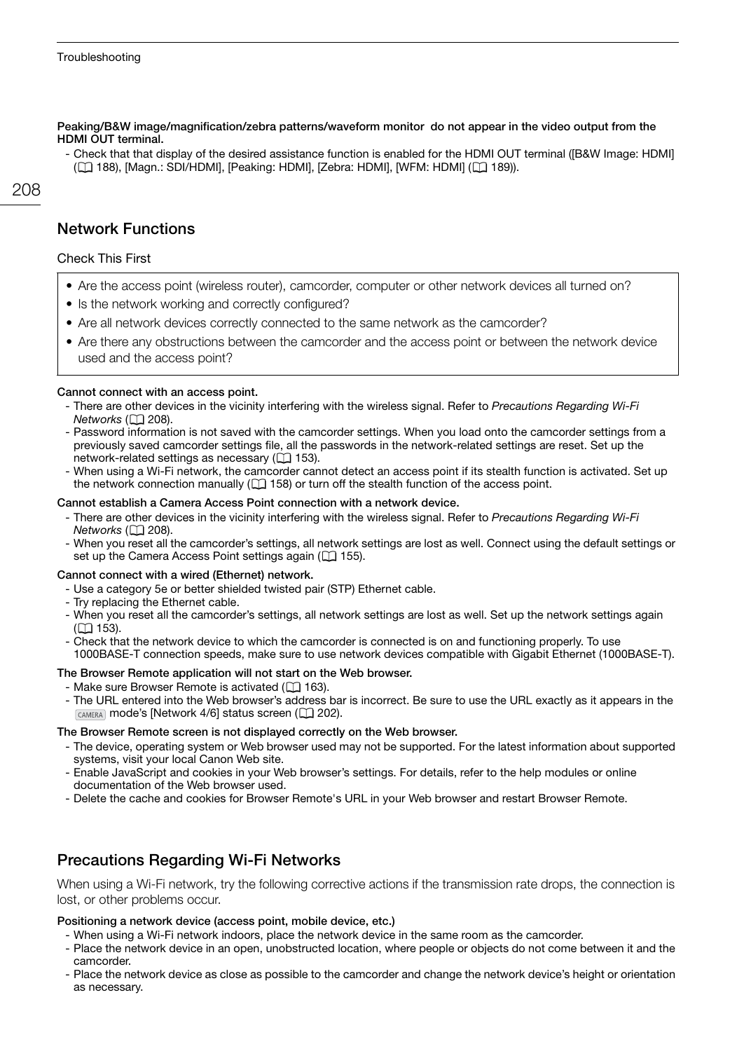**Peaking/B&W image/magnification/zebra patterns/waveform monitor do not appear in the video output from the HDMI OUT terminal.**

- Check that that display of the desired assistance function is enabled for the HDMI OUT terminal ([B&W Image: HDMI] (□ 188), [Magn.: SDI/HDMI], [Peaking: HDMI], [Zebra: HDMI], [WFM: HDMI] (□ 189)).

## Network Functions

Check This First

- Are the access point (wireless router), camcorder, computer or other network devices all turned on?
- Is the network working and correctly configured?
- Are all network devices correctly connected to the same network as the camcorder?
- Are there any obstructions between the camcorder and the access point or between the network device used and the access point?

**Cannot connect with an access point.**

- There are other devices in the vicinity interfering with the wireless signal. Refer to *Precautions Regarding Wi-Fi Networks* (□ 208).
- Password information is not saved with the camcorder settings. When you load onto the camcorder settings from a previously saved camcorder settings file, all the passwords in the network-related settings are reset. Set up the network-related settings as necessary (□ 153).
- When using a Wi-Fi network, the camcorder cannot detect an access point if its stealth function is activated. Set up the network connection manually (□ 158) or turn off the stealth function of the access point.

**Cannot establish a Camera Access Point connection with a network device.**

- There are other devices in the vicinity interfering with the wireless signal. Refer to *Precautions Regarding Wi-Fi Networks* (□ 208).
- When you reset all the camcorder's settings, all network settings are lost as well. Connect using the default settings or set up the Camera Access Point settings again (□ 155).

**Cannot connect with a wired (Ethernet) network.**

- Use a category 5e or better shielded twisted pair (STP) Ethernet cable.
- Try replacing the Ethernet cable.
- When you reset all the camcorder's settings, all network settings are lost as well. Set up the network settings again (□ 153).
- Check that the network device to which the camcorder is connected is on and functioning properly. To use 1000BASE-T connection speeds, make sure to use network devices compatible with Gigabit Ethernet (1000BASE-T).

**The Browser Remote application will not start on the Web browser.**

- Make sure Browser Remote is activated (□ 163).
- The URL entered into the Web browser's address bar is incorrect. Be sure to use the URL exactly as it appears in the CAMERA mode's [Network 4/6] status screen (□ 202).

**The Browser Remote screen is not displayed correctly on the Web browser.**

- The device, operating system or Web browser used may not be supported. For the latest information about supported systems, visit your local Canon Web site.
- Enable JavaScript and cookies in your Web browser's settings. For details, refer to the help modules or online documentation of the Web browser used.
- Delete the cache and cookies for Browser Remote's URL in your Web browser and restart Browser Remote.

## Precautions Regarding Wi-Fi Networks

When using a Wi-Fi network, try the following corrective actions if the transmission rate drops, the connection is lost, or other problems occur.

**Positioning a network device (access point, mobile device, etc.)**

- When using a Wi-Fi network indoors, place the network device in the same room as the camcorder.
- Place the network device in an open, unobstructed location, where people or objects do not come between it and the camcorder.
- Place the network device as close as possible to the camcorder and change the network device's height or orientation as necessary.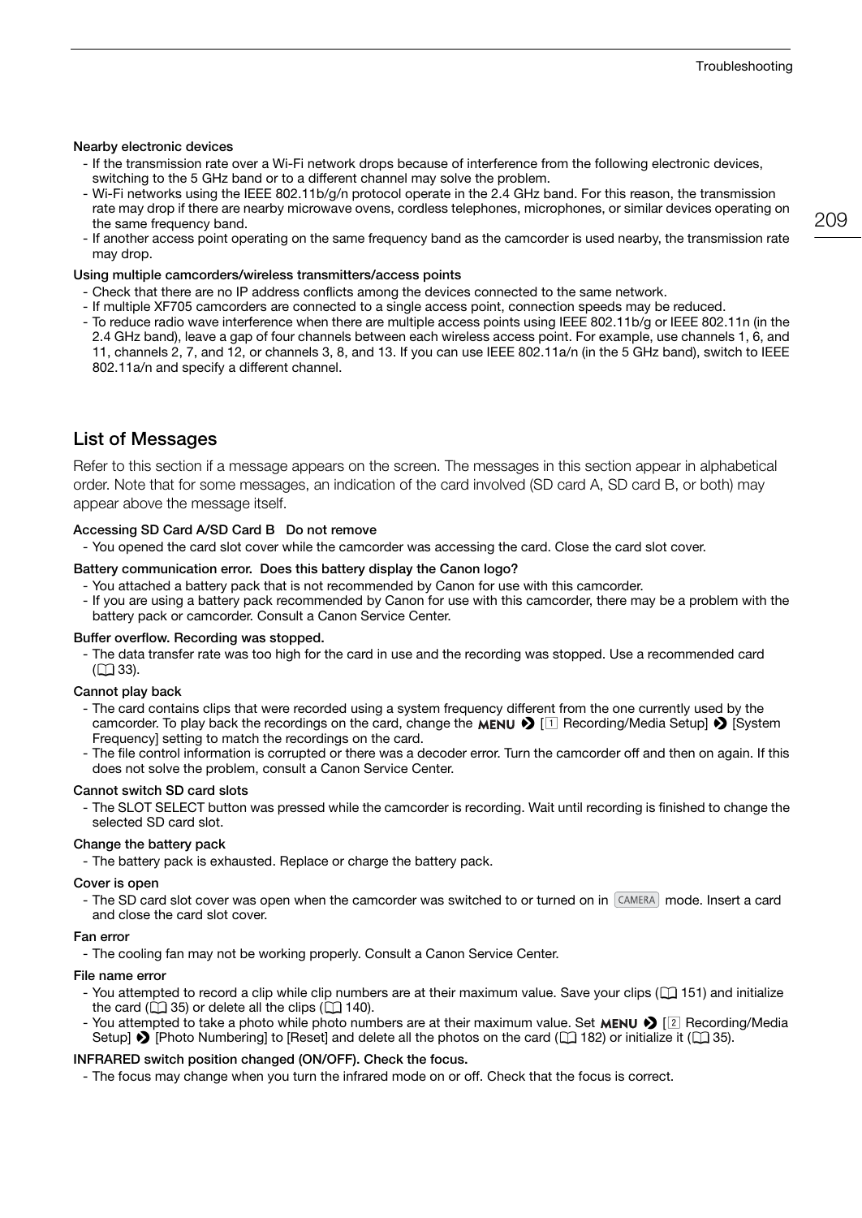**Nearby electronic devices**

- If the transmission rate over a Wi-Fi network drops because of interference from the following electronic devices, switching to the 5 GHz band or to a different channel may solve the problem.
- Wi-Fi networks using the IEEE 802.11b/g/n protocol operate in the 2.4 GHz band. For this reason, the transmission rate may drop if there are nearby microwave ovens, cordless telephones, microphones, or similar devices operating on the same frequency band.
- If another access point operating on the same frequency band as the camcorder is used nearby, the transmission rate may drop.

**Using multiple camcorders/wireless transmitters/access points**

- Check that there are no IP address conflicts among the devices connected to the same network.
- If multiple XF705 camcorders are connected to a single access point, connection speeds may be reduced.
- To reduce radio wave interference when there are multiple access points using IEEE 802.11b/g or IEEE 802.11n (in the 2.4 GHz band), leave a gap of four channels between each wireless access point. For example, use channels 1, 6, and 11, channels 2, 7, and 12, or channels 3, 8, and 13. If you can use IEEE 802.11a/n (in the 5 GHz band), switch to IEEE 802.11a/n and specify a different channel.

## List of Messages

Refer to this section if a message appears on the screen. The messages in this section appear in alphabetical order. Note that for some messages, an indication of the card involved (SD card A, SD card B, or both) may appear above the message itself.

**Accessing SD Card A/SD Card B Do not remove**

- You opened the card slot cover while the camcorder was accessing the card. Close the card slot cover.

**Battery communication error. Does this battery display the Canon logo?**

- You attached a battery pack that is not recommended by Canon for use with this camcorder.
- If you are using a battery pack recommended by Canon for use with this camcorder, there may be a problem with the battery pack or camcorder. Consult a Canon Service Center.

**Buffer overflow. Recording was stopped.**

- The data transfer rate was too high for the card in use and the recording was stopped. Use a recommended card (📖 33).

**Cannot play back**

- The card contains clips that were recorded using a system frequency different from the one currently used by the camcorder. To play back the recordings on the card, change the MENU ❯ [1 Recording/Media Setup] ❯ [System Frequency] setting to match the recordings on the card.
- The file control information is corrupted or there was a decoder error. Turn the camcorder off and then on again. If this does not solve the problem, consult a Canon Service Center.

**Cannot switch SD card slots**

- The SLOT SELECT button was pressed while the camcorder is recording. Wait until recording is finished to change the selected SD card slot.

**Change the battery pack**

- The battery pack is exhausted. Replace or charge the battery pack.

**Cover is open**

- The SD card slot cover was open when the camcorder was switched to or turned on in CAMERA mode. Insert a card and close the card slot cover.

**Fan error**

- The cooling fan may not be working properly. Consult a Canon Service Center.

**File name error**

- You attempted to record a clip while clip numbers are at their maximum value. Save your clips (📖 151) and initialize the card (📖 35) or delete all the clips (📖 140).
- You attempted to take a photo while photo numbers are at their maximum value. Set MENU ❯ [2 Recording/Media Setup] ❯ [Photo Numbering] to [Reset] and delete all the photos on the card (📖 182) or initialize it (📖 35).

**INFRARED switch position changed (ON/OFF). Check the focus.**

- The focus may change when you turn the infrared mode on or off. Check that the focus is correct.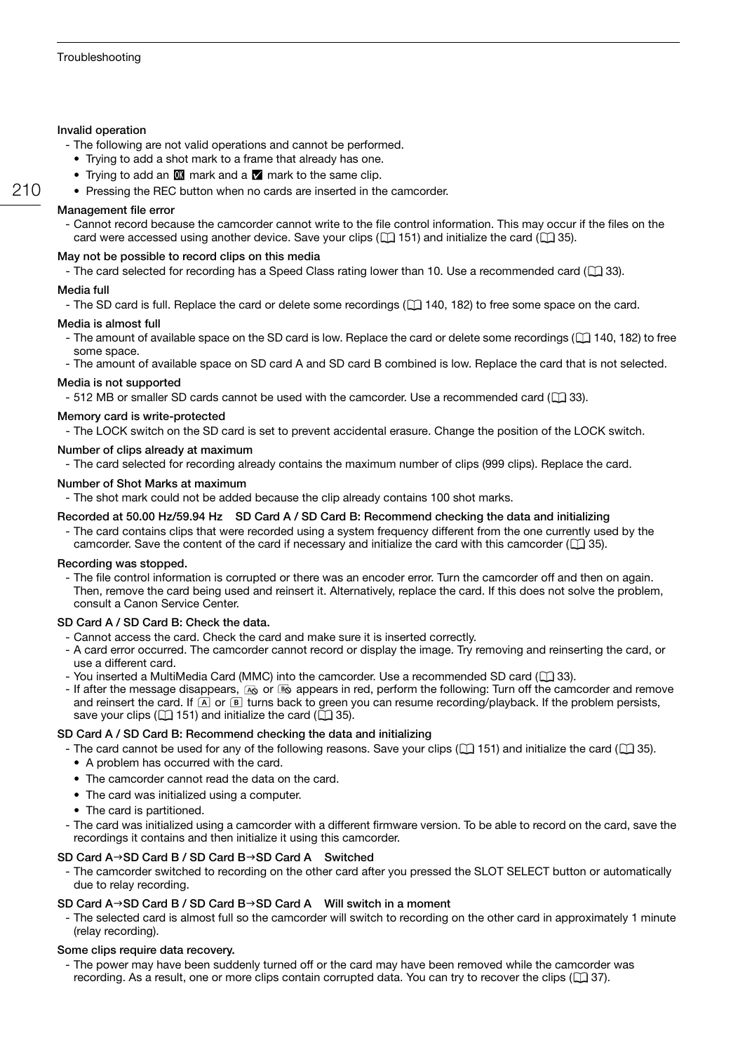**Invalid operation**

- The following are not valid operations and cannot be performed.
  - Trying to add a shot mark to a frame that already has one.
  - Trying to add an OK mark and a ✓ mark to the same clip.
  - Pressing the REC button when no cards are inserted in the camcorder.

**Management file error**

- Cannot record because the camcorder cannot write to the file control information. This may occur if the files on the card were accessed using another device. Save your clips (□ 151) and initialize the card (□ 35).

**May not be possible to record clips on this media**

- The card selected for recording has a Speed Class rating lower than 10. Use a recommended card (□ 33).

**Media full**

- The SD card is full. Replace the card or delete some recordings (□ 140, 182) to free some space on the card.

**Media is almost full**

- The amount of available space on the SD card is low. Replace the card or delete some recordings (□ 140, 182) to free some space.
- The amount of available space on SD card A and SD card B combined is low. Replace the card that is not selected.

**Media is not supported**

- 512 MB or smaller SD cards cannot be used with the camcorder. Use a recommended card (□ 33).

**Memory card is write-protected**

- The LOCK switch on the SD card is set to prevent accidental erasure. Change the position of the LOCK switch.

**Number of clips already at maximum**

- The card selected for recording already contains the maximum number of clips (999 clips). Replace the card.

**Number of Shot Marks at maximum**

- The shot mark could not be added because the clip already contains 100 shot marks.

**Recorded at 50.00 Hz/59.94 Hz  SD Card A / SD Card B: Recommend checking the data and initializing**

- The card contains clips that were recorded using a system frequency different from the one currently used by the camcorder. Save the content of the card if necessary and initialize the card with this camcorder (□ 35).

**Recording was stopped.**

- The file control information is corrupted or there was an encoder error. Turn the camcorder off and then on again. Then, remove the card being used and reinsert it. Alternatively, replace the card. If this does not solve the problem, consult a Canon Service Center.

**SD Card A / SD Card B: Check the data.**

- Cannot access the card. Check the card and make sure it is inserted correctly.
- A card error occurred. The camcorder cannot record or display the image. Try removing and reinserting the card, or use a different card.
- You inserted a MultiMedia Card (MMC) into the camcorder. Use a recommended SD card (□ 33).
- If after the message disappears, A or B appears in red, perform the following: Turn off the camcorder and remove and reinsert the card. If A or B turns back to green you can resume recording/playback. If the problem persists, save your clips (□ 151) and initialize the card (□ 35).

**SD Card A / SD Card B: Recommend checking the data and initializing**

- The card cannot be used for any of the following reasons. Save your clips (□ 151) and initialize the card (□ 35).
  - A problem has occurred with the card.
  - The camcorder cannot read the data on the card.
  - The card was initialized using a computer.
  - The card is partitioned.
- The card was initialized using a camcorder with a different firmware version. To be able to record on the card, save the recordings it contains and then initialize it using this camcorder.

**SD Card A→SD Card B / SD Card B→SD Card A  Switched**

- The camcorder switched to recording on the other card after you pressed the SLOT SELECT button or automatically due to relay recording.

**SD Card A→SD Card B / SD Card B→SD Card A  Will switch in a moment**

- The selected card is almost full so the camcorder will switch to recording on the other card in approximately 1 minute (relay recording).

**Some clips require data recovery.**

- The power may have been suddenly turned off or the card may have been removed while the camcorder was recording. As a result, one or more clips contain corrupted data. You can try to recover the clips (□ 37).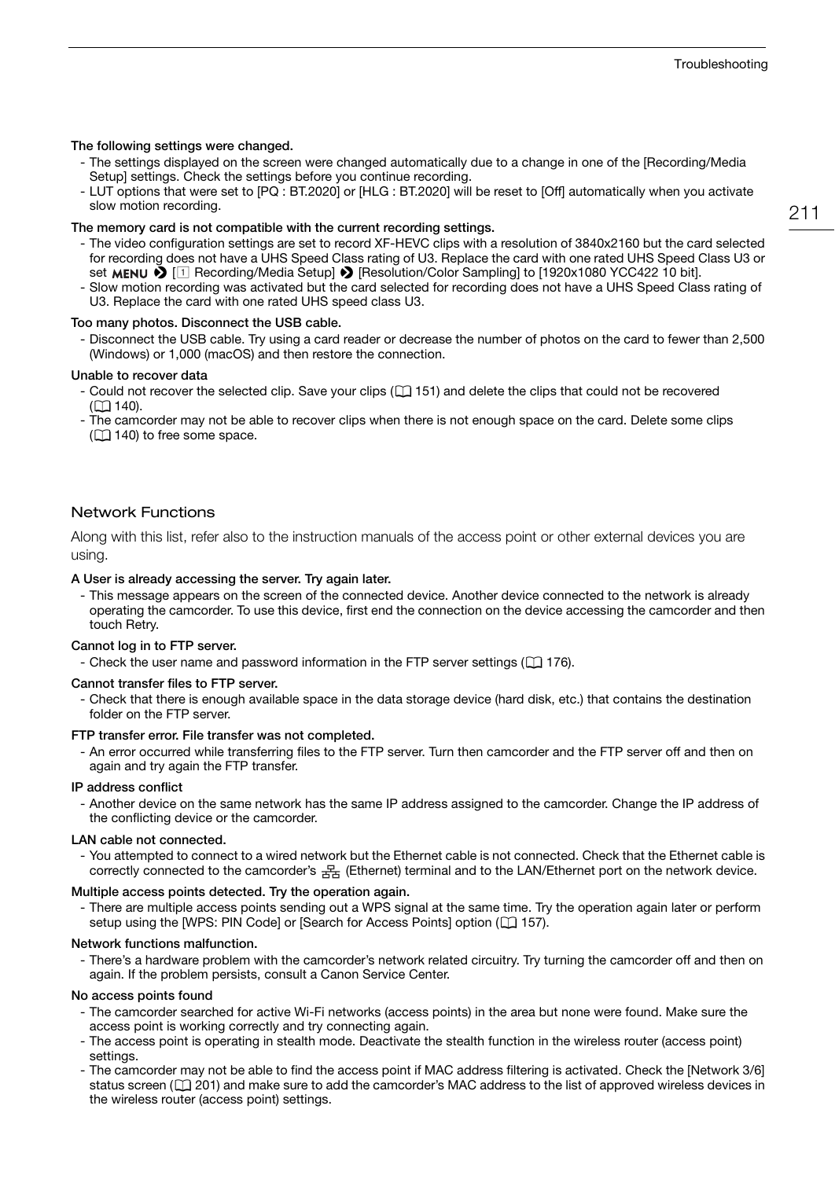**The following settings were changed.**

- The settings displayed on the screen were changed automatically due to a change in one of the [Recording/Media Setup] settings. Check the settings before you continue recording.
- LUT options that were set to [PQ : BT.2020] or [HLG : BT.2020] will be reset to [Off] automatically when you activate slow motion recording.

**The memory card is not compatible with the current recording settings.**

- The video configuration settings are set to record XF-HEVC clips with a resolution of 3840x2160 but the card selected for recording does not have a UHS Speed Class rating of U3. Replace the card with one rated UHS Speed Class U3 or set MENU ❯ [1 Recording/Media Setup] ❯ [Resolution/Color Sampling] to [1920x1080 YCC422 10 bit].
- Slow motion recording was activated but the card selected for recording does not have a UHS Speed Class rating of U3. Replace the card with one rated UHS speed class U3.

**Too many photos. Disconnect the USB cable.**

- Disconnect the USB cable. Try using a card reader or decrease the number of photos on the card to fewer than 2,500 (Windows) or 1,000 (macOS) and then restore the connection.

**Unable to recover data**

- Could not recover the selected clip. Save your clips (🕮 151) and delete the clips that could not be recovered (🕮 140).
- The camcorder may not be able to recover clips when there is not enough space on the card. Delete some clips (🕮 140) to free some space.

## Network Functions

Along with this list, refer also to the instruction manuals of the access point or other external devices you are using.

**A User is already accessing the server. Try again later.**

- This message appears on the screen of the connected device. Another device connected to the network is already operating the camcorder. To use this device, first end the connection on the device accessing the camcorder and then touch Retry.

**Cannot log in to FTP server.**

- Check the user name and password information in the FTP server settings (🕮 176).

**Cannot transfer files to FTP server.**

- Check that there is enough available space in the data storage device (hard disk, etc.) that contains the destination folder on the FTP server.

**FTP transfer error. File transfer was not completed.**

- An error occurred while transferring files to the FTP server. Turn then camcorder and the FTP server off and then on again and try again the FTP transfer.

**IP address conflict**

- Another device on the same network has the same IP address assigned to the camcorder. Change the IP address of the conflicting device or the camcorder.

**LAN cable not connected.**

- You attempted to connect to a wired network but the Ethernet cable is not connected. Check that the Ethernet cable is correctly connected to the camcorder's 品 (Ethernet) terminal and to the LAN/Ethernet port on the network device.

**Multiple access points detected. Try the operation again.**

- There are multiple access points sending out a WPS signal at the same time. Try the operation again later or perform setup using the [WPS: PIN Code] or [Search for Access Points] option (🕮 157).

**Network functions malfunction.**

- There's a hardware problem with the camcorder's network related circuitry. Try turning the camcorder off and then on again. If the problem persists, consult a Canon Service Center.

**No access points found**

- The camcorder searched for active Wi-Fi networks (access points) in the area but none were found. Make sure the access point is working correctly and try connecting again.
- The access point is operating in stealth mode. Deactivate the stealth function in the wireless router (access point) settings.
- The camcorder may not be able to find the access point if MAC address filtering is activated. Check the [Network 3/6] status screen (🕮 201) and make sure to add the camcorder's MAC address to the list of approved wireless devices in the wireless router (access point) settings.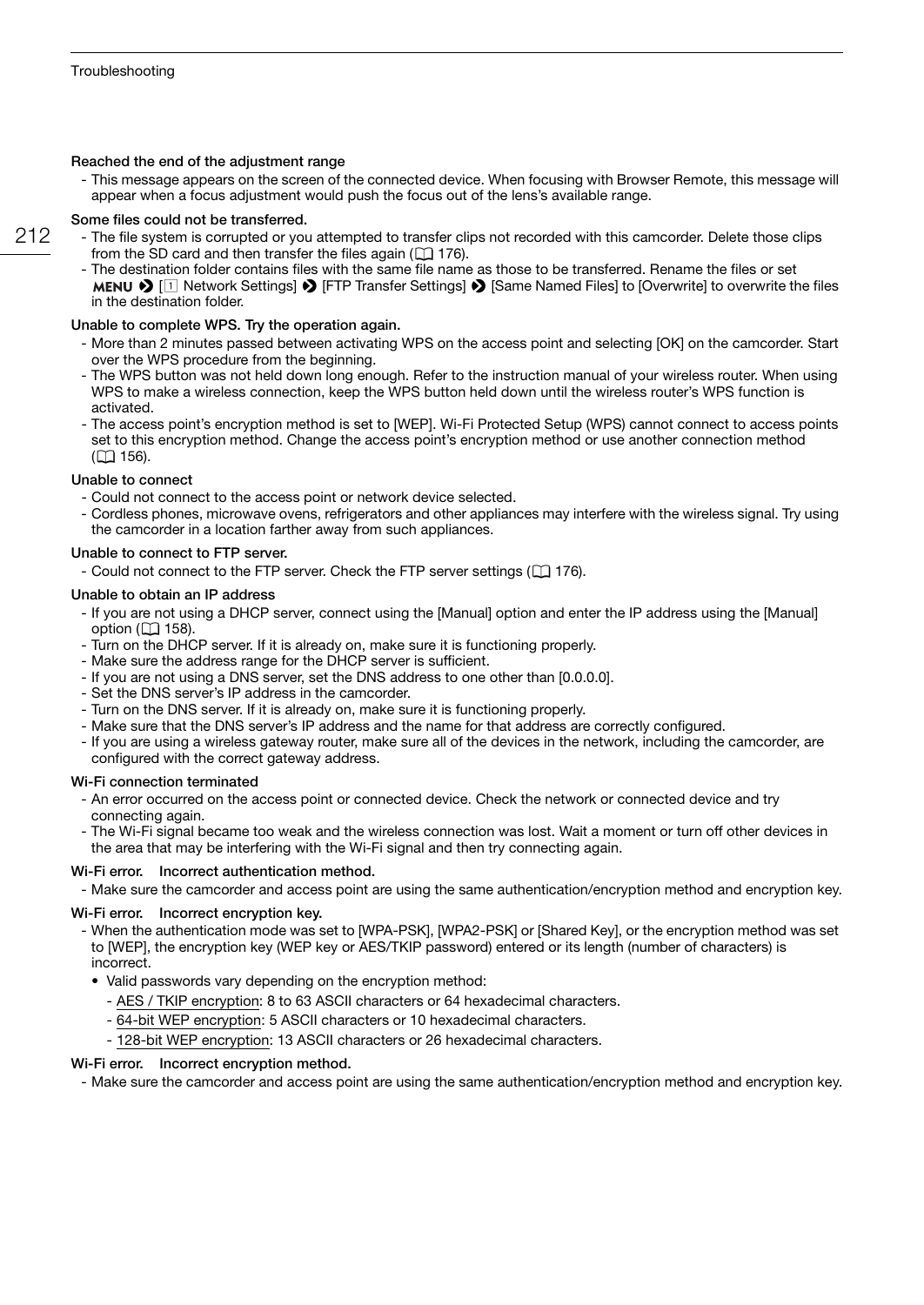**Reached the end of the adjustment range**

- This message appears on the screen of the connected device. When focusing with Browser Remote, this message will appear when a focus adjustment would push the focus out of the lens's available range.

**Some files could not be transferred.**

- The file system is corrupted or you attempted to transfer clips not recorded with this camcorder. Delete those clips from the SD card and then transfer the files again (□ 176).
- The destination folder contains files with the same file name as those to be transferred. Rename the files or set MENU ❯ [1 Network Settings] ❯ [FTP Transfer Settings] ❯ [Same Named Files] to [Overwrite] to overwrite the files in the destination folder.

**Unable to complete WPS. Try the operation again.**

- More than 2 minutes passed between activating WPS on the access point and selecting [OK] on the camcorder. Start over the WPS procedure from the beginning.
- The WPS button was not held down long enough. Refer to the instruction manual of your wireless router. When using WPS to make a wireless connection, keep the WPS button held down until the wireless router's WPS function is activated.
- The access point's encryption method is set to [WEP]. Wi-Fi Protected Setup (WPS) cannot connect to access points set to this encryption method. Change the access point's encryption method or use another connection method (□ 156).

**Unable to connect**

- Could not connect to the access point or network device selected.
- Cordless phones, microwave ovens, refrigerators and other appliances may interfere with the wireless signal. Try using the camcorder in a location farther away from such appliances.

**Unable to connect to FTP server.**

- Could not connect to the FTP server. Check the FTP server settings (□ 176).

**Unable to obtain an IP address**

- If you are not using a DHCP server, connect using the [Manual] option and enter the IP address using the [Manual] option (□ 158).
- Turn on the DHCP server. If it is already on, make sure it is functioning properly.
- Make sure the address range for the DHCP server is sufficient.
- If you are not using a DNS server, set the DNS address to one other than [0.0.0.0].
- Set the DNS server's IP address in the camcorder.
- Turn on the DNS server. If it is already on, make sure it is functioning properly.
- Make sure that the DNS server's IP address and the name for that address are correctly configured.
- If you are using a wireless gateway router, make sure all of the devices in the network, including the camcorder, are configured with the correct gateway address.

**Wi-Fi connection terminated**

- An error occurred on the access point or connected device. Check the network or connected device and try connecting again.
- The Wi-Fi signal became too weak and the wireless connection was lost. Wait a moment or turn off other devices in the area that may be interfering with the Wi-Fi signal and then try connecting again.

**Wi-Fi error.  Incorrect authentication method.**

- Make sure the camcorder and access point are using the same authentication/encryption method and encryption key.

**Wi-Fi error.  Incorrect encryption key.**

- When the authentication mode was set to [WPA-PSK], [WPA2-PSK] or [Shared Key], or the encryption method was set to [WEP], the encryption key (WEP key or AES/TKIP password) entered or its length (number of characters) is incorrect.
  - Valid passwords vary depending on the encryption method:
    - AES / TKIP encryption: 8 to 63 ASCII characters or 64 hexadecimal characters.
    - 64-bit WEP encryption: 5 ASCII characters or 10 hexadecimal characters.
    - 128-bit WEP encryption: 13 ASCII characters or 26 hexadecimal characters.

**Wi-Fi error.  Incorrect encryption method.**

- Make sure the camcorder and access point are using the same authentication/encryption method and encryption key.